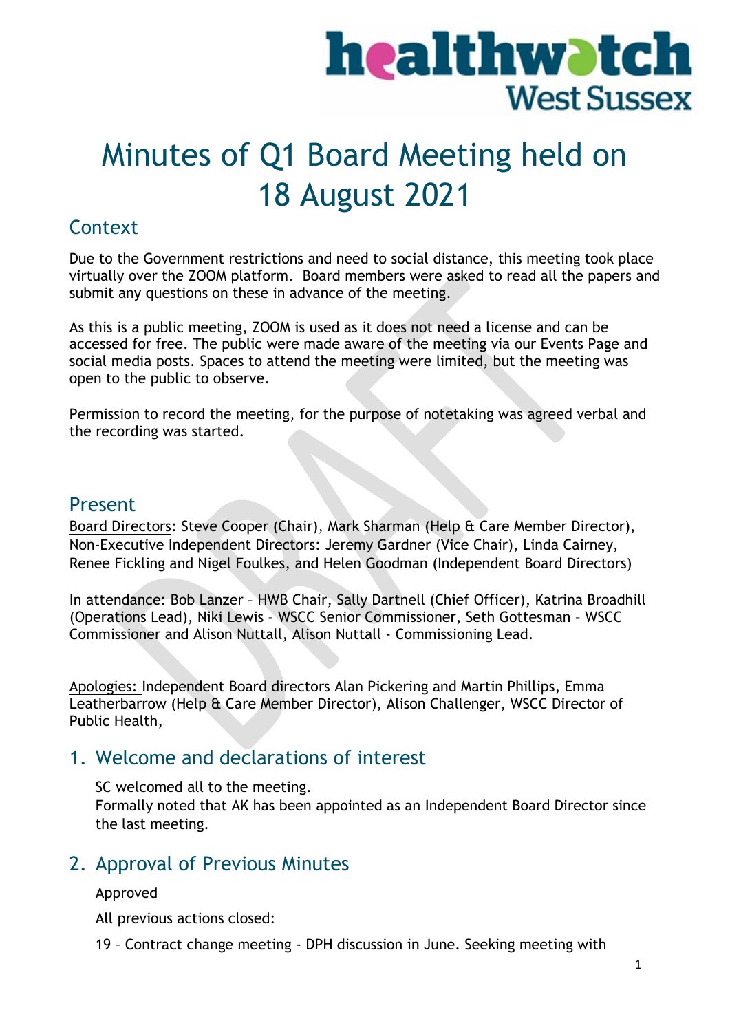# Minutes of Q1 Board Meeting held on 18 August 2021

## Context

Due to the Government restrictions and need to social distance, this meeting took place virtually over the ZOOM platform. Board members were asked to read all the papers and submit any questions on these in advance of the meeting.

As this is a public meeting, ZOOM is used as it does not need a license and can be accessed for free. The public were made aware of the meeting via our Events Page and social media posts. Spaces to attend the meeting were limited, but the meeting was open to the public to observe.

Permission to record the meeting, for the purpose of notetaking was agreed verbal and the recording was started.

## Present

Board Directors: Steve Cooper (Chair), Mark Sharman (Help & Care Member Director), Non-Executive Independent Directors: Jeremy Gardner (Vice Chair), Linda Cairney, Renee Fickling and Nigel Foulkes, and Helen Goodman (Independent Board Directors)

In attendance: Bob Lanzer – HWB Chair, Sally Dartnell (Chief Officer), Katrina Broadhill (Operations Lead), Niki Lewis – WSCC Senior Commissioner, Seth Gottesman – WSCC Commissioner and Alison Nuttall, Alison Nuttall - Commissioning Lead.

Apologies: Independent Board directors Alan Pickering and Martin Phillips, Emma Leatherbarrow (Help & Care Member Director), Alison Challenger, WSCC Director of Public Health,

## 1. Welcome and declarations of interest

SC welcomed all to the meeting.
Formally noted that AK has been appointed as an Independent Board Director since the last meeting.

## 2. Approval of Previous Minutes

Approved

All previous actions closed:

19 – Contract change meeting - DPH discussion in June. Seeking meeting with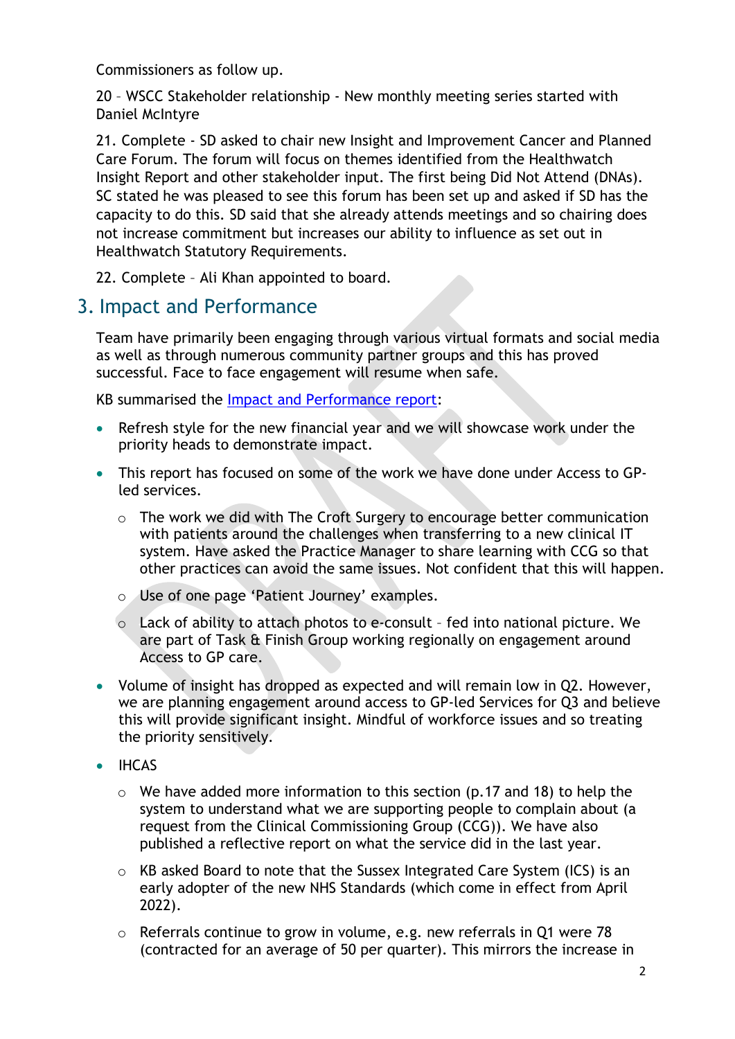Commissioners as follow up.

20 – WSCC Stakeholder relationship - New monthly meeting series started with Daniel McIntyre

21. Complete - SD asked to chair new Insight and Improvement Cancer and Planned Care Forum. The forum will focus on themes identified from the Healthwatch Insight Report and other stakeholder input. The first being Did Not Attend (DNAs). SC stated he was pleased to see this forum has been set up and asked if SD has the capacity to do this. SD said that she already attends meetings and so chairing does not increase commitment but increases our ability to influence as set out in Healthwatch Statutory Requirements.

22. Complete – Ali Khan appointed to board.

## 3. Impact and Performance

Team have primarily been engaging through various virtual formats and social media as well as through numerous community partner groups and this has proved successful. Face to face engagement will resume when safe.

KB summarised the Impact and Performance report:

- Refresh style for the new financial year and we will showcase work under the priority heads to demonstrate impact.
- This report has focused on some of the work we have done under Access to GP-led services.
    - The work we did with The Croft Surgery to encourage better communication with patients around the challenges when transferring to a new clinical IT system. Have asked the Practice Manager to share learning with CCG so that other practices can avoid the same issues. Not confident that this will happen.
    - Use of one page 'Patient Journey' examples.
    - Lack of ability to attach photos to e-consult – fed into national picture. We are part of Task & Finish Group working regionally on engagement around Access to GP care.
- Volume of insight has dropped as expected and will remain low in Q2. However, we are planning engagement around access to GP-led Services for Q3 and believe this will provide significant insight. Mindful of workforce issues and so treating the priority sensitively.
- IHCAS
    - We have added more information to this section (p.17 and 18) to help the system to understand what we are supporting people to complain about (a request from the Clinical Commissioning Group (CCG)). We have also published a reflective report on what the service did in the last year.
    - KB asked Board to note that the Sussex Integrated Care System (ICS) is an early adopter of the new NHS Standards (which come in effect from April 2022).
    - Referrals continue to grow in volume, e.g. new referrals in Q1 were 78 (contracted for an average of 50 per quarter). This mirrors the increase in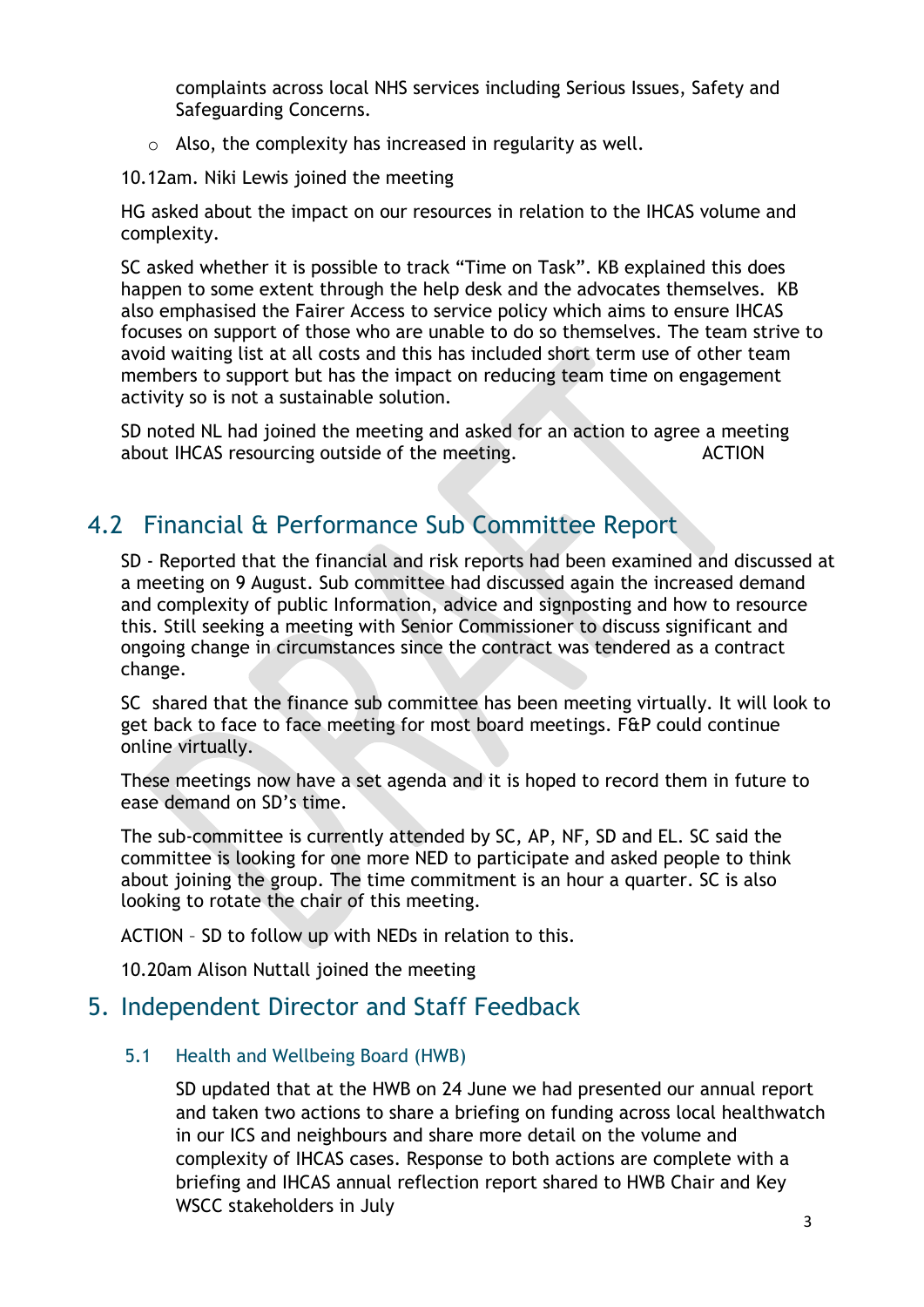complaints across local NHS services including Serious Issues, Safety and Safeguarding Concerns.

- Also, the complexity has increased in regularity as well.

10.12am. Niki Lewis joined the meeting

HG asked about the impact on our resources in relation to the IHCAS volume and complexity.

SC asked whether it is possible to track "Time on Task". KB explained this does happen to some extent through the help desk and the advocates themselves. KB also emphasised the Fairer Access to service policy which aims to ensure IHCAS focuses on support of those who are unable to do so themselves. The team strive to avoid waiting list at all costs and this has included short term use of other team members to support but has the impact on reducing team time on engagement activity so is not a sustainable solution.

SD noted NL had joined the meeting and asked for an action to agree a meeting about IHCAS resourcing outside of the meeting. ACTION

## 4.2 Financial & Performance Sub Committee Report

SD - Reported that the financial and risk reports had been examined and discussed at a meeting on 9 August. Sub committee had discussed again the increased demand and complexity of public Information, advice and signposting and how to resource this. Still seeking a meeting with Senior Commissioner to discuss significant and ongoing change in circumstances since the contract was tendered as a contract change.

SC shared that the finance sub committee has been meeting virtually. It will look to get back to face to face meeting for most board meetings. F&P could continue online virtually.

These meetings now have a set agenda and it is hoped to record them in future to ease demand on SD's time.

The sub-committee is currently attended by SC, AP, NF, SD and EL. SC said the committee is looking for one more NED to participate and asked people to think about joining the group. The time commitment is an hour a quarter. SC is also looking to rotate the chair of this meeting.

ACTION – SD to follow up with NEDs in relation to this.

10.20am Alison Nuttall joined the meeting

# 5. Independent Director and Staff Feedback

### 5.1 Health and Wellbeing Board (HWB)

SD updated that at the HWB on 24 June we had presented our annual report and taken two actions to share a briefing on funding across local healthwatch in our ICS and neighbours and share more detail on the volume and complexity of IHCAS cases. Response to both actions are complete with a briefing and IHCAS annual reflection report shared to HWB Chair and Key WSCC stakeholders in July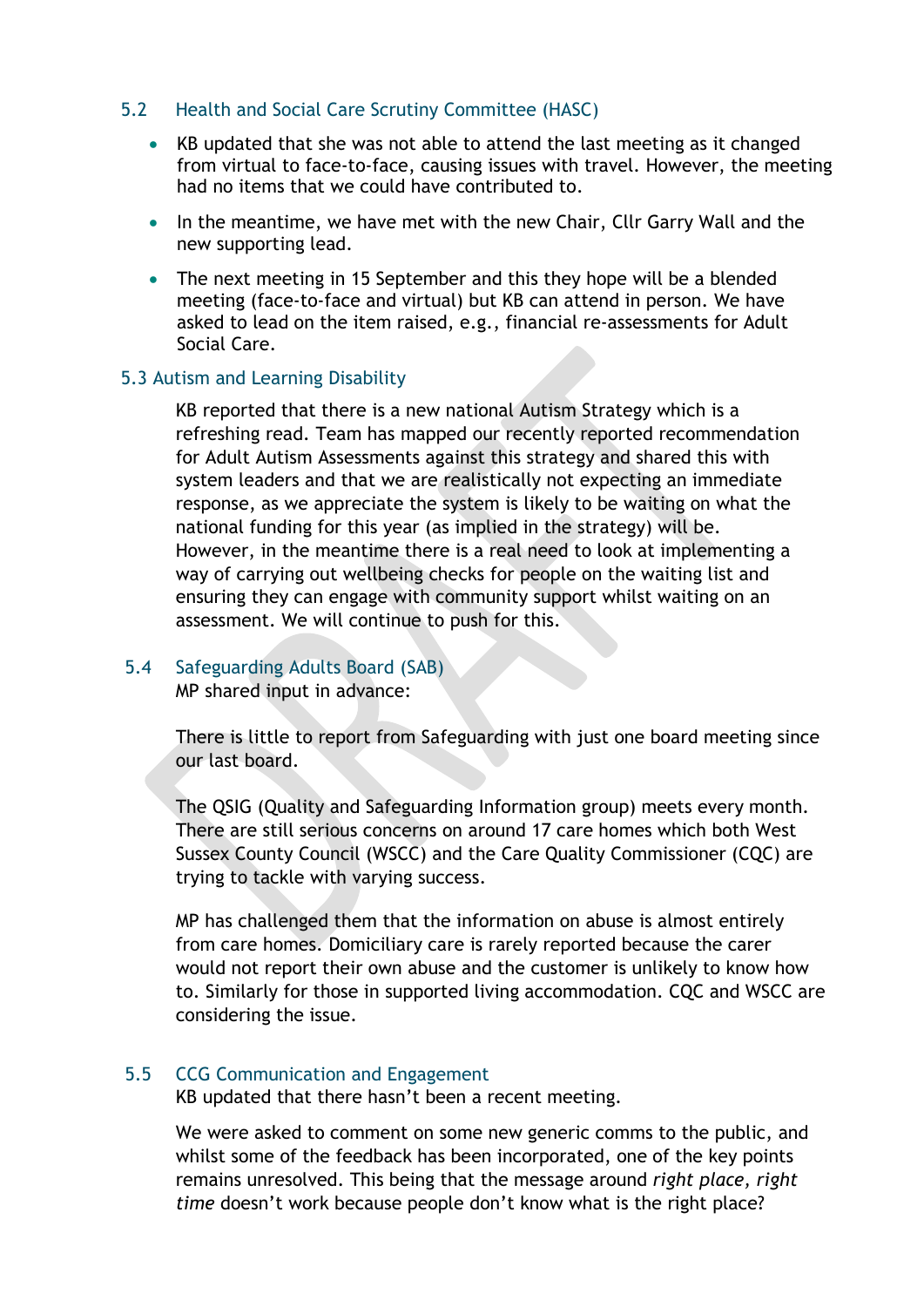### 5.2 Health and Social Care Scrutiny Committee (HASC)

- KB updated that she was not able to attend the last meeting as it changed from virtual to face-to-face, causing issues with travel. However, the meeting had no items that we could have contributed to.
- In the meantime, we have met with the new Chair, Cllr Garry Wall and the new supporting lead.
- The next meeting in 15 September and this they hope will be a blended meeting (face-to-face and virtual) but KB can attend in person. We have asked to lead on the item raised, e.g., financial re-assessments for Adult Social Care.

### 5.3 Autism and Learning Disability

KB reported that there is a new national Autism Strategy which is a refreshing read. Team has mapped our recently reported recommendation for Adult Autism Assessments against this strategy and shared this with system leaders and that we are realistically not expecting an immediate response, as we appreciate the system is likely to be waiting on what the national funding for this year (as implied in the strategy) will be. However, in the meantime there is a real need to look at implementing a way of carrying out wellbeing checks for people on the waiting list and ensuring they can engage with community support whilst waiting on an assessment. We will continue to push for this.

### 5.4 Safeguarding Adults Board (SAB)

MP shared input in advance:

There is little to report from Safeguarding with just one board meeting since our last board.

The QSIG (Quality and Safeguarding Information group) meets every month. There are still serious concerns on around 17 care homes which both West Sussex County Council (WSCC) and the Care Quality Commissioner (CQC) are trying to tackle with varying success.

MP has challenged them that the information on abuse is almost entirely from care homes. Domiciliary care is rarely reported because the carer would not report their own abuse and the customer is unlikely to know how to. Similarly for those in supported living accommodation. CQC and WSCC are considering the issue.

### 5.5 CCG Communication and Engagement

KB updated that there hasn't been a recent meeting.

We were asked to comment on some new generic comms to the public, and whilst some of the feedback has been incorporated, one of the key points remains unresolved. This being that the message around *right place, right time* doesn't work because people don't know what is the right place?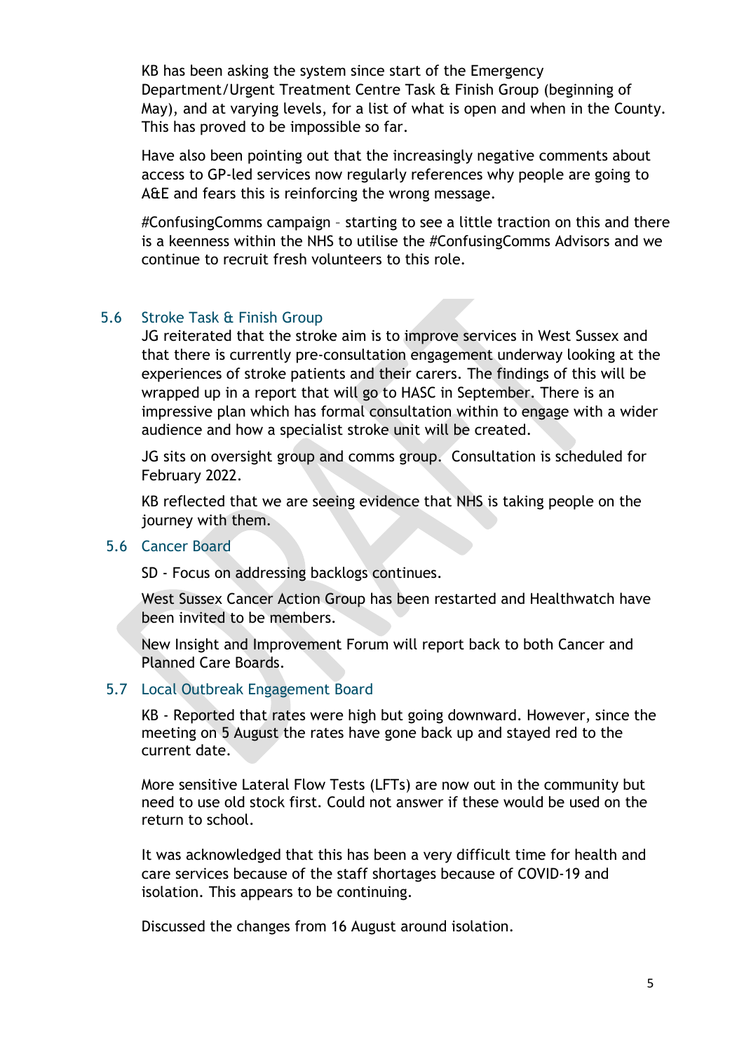KB has been asking the system since start of the Emergency Department/Urgent Treatment Centre Task & Finish Group (beginning of May), and at varying levels, for a list of what is open and when in the County. This has proved to be impossible so far.

Have also been pointing out that the increasingly negative comments about access to GP-led services now regularly references why people are going to A&E and fears this is reinforcing the wrong message.

#ConfusingComms campaign – starting to see a little traction on this and there is a keenness within the NHS to utilise the #ConfusingComms Advisors and we continue to recruit fresh volunteers to this role.

### 5.6 Stroke Task & Finish Group

JG reiterated that the stroke aim is to improve services in West Sussex and that there is currently pre-consultation engagement underway looking at the experiences of stroke patients and their carers. The findings of this will be wrapped up in a report that will go to HASC in September. There is an impressive plan which has formal consultation within to engage with a wider audience and how a specialist stroke unit will be created.

JG sits on oversight group and comms group. Consultation is scheduled for February 2022.

KB reflected that we are seeing evidence that NHS is taking people on the journey with them.

### 5.6 Cancer Board

SD - Focus on addressing backlogs continues.

West Sussex Cancer Action Group has been restarted and Healthwatch have been invited to be members.

New Insight and Improvement Forum will report back to both Cancer and Planned Care Boards.

### 5.7 Local Outbreak Engagement Board

KB - Reported that rates were high but going downward. However, since the meeting on 5 August the rates have gone back up and stayed red to the current date.

More sensitive Lateral Flow Tests (LFTs) are now out in the community but need to use old stock first. Could not answer if these would be used on the return to school.

It was acknowledged that this has been a very difficult time for health and care services because of the staff shortages because of COVID-19 and isolation. This appears to be continuing.

Discussed the changes from 16 August around isolation.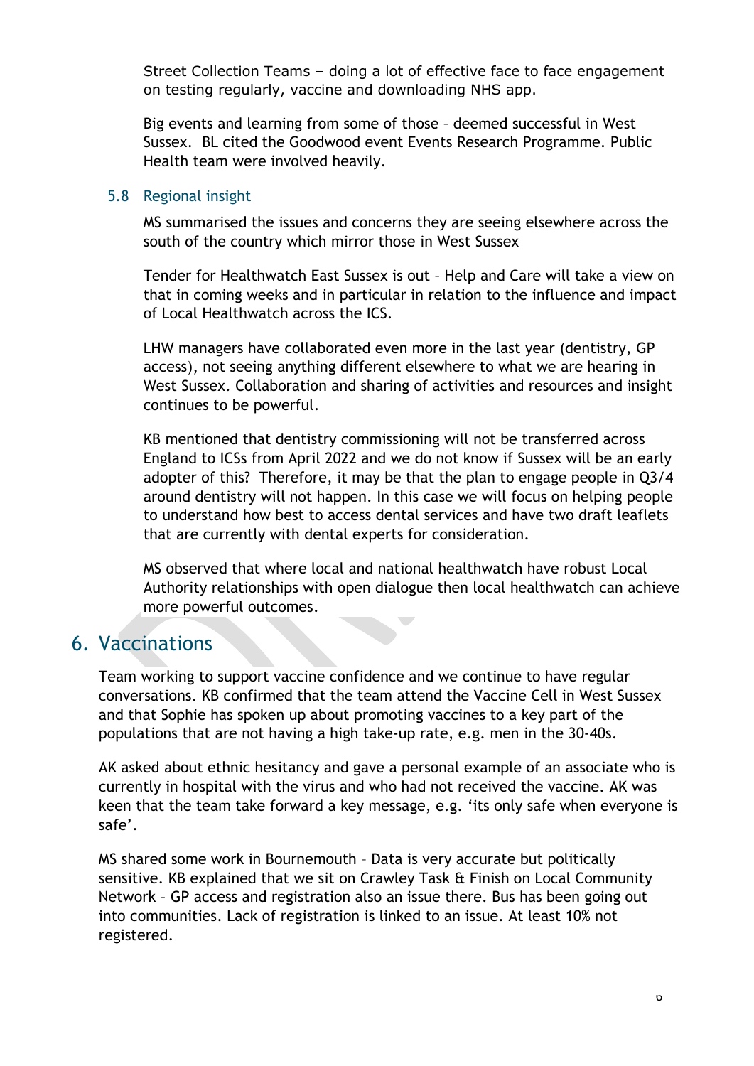Street Collection Teams – doing a lot of effective face to face engagement on testing regularly, vaccine and downloading NHS app.

Big events and learning from some of those – deemed successful in West Sussex. BL cited the Goodwood event Events Research Programme. Public Health team were involved heavily.

### 5.8 Regional insight

MS summarised the issues and concerns they are seeing elsewhere across the south of the country which mirror those in West Sussex

Tender for Healthwatch East Sussex is out – Help and Care will take a view on that in coming weeks and in particular in relation to the influence and impact of Local Healthwatch across the ICS.

LHW managers have collaborated even more in the last year (dentistry, GP access), not seeing anything different elsewhere to what we are hearing in West Sussex. Collaboration and sharing of activities and resources and insight continues to be powerful.

KB mentioned that dentistry commissioning will not be transferred across England to ICSs from April 2022 and we do not know if Sussex will be an early adopter of this? Therefore, it may be that the plan to engage people in Q3/4 around dentistry will not happen. In this case we will focus on helping people to understand how best to access dental services and have two draft leaflets that are currently with dental experts for consideration.

MS observed that where local and national healthwatch have robust Local Authority relationships with open dialogue then local healthwatch can achieve more powerful outcomes.

## 6. Vaccinations

Team working to support vaccine confidence and we continue to have regular conversations. KB confirmed that the team attend the Vaccine Cell in West Sussex and that Sophie has spoken up about promoting vaccines to a key part of the populations that are not having a high take-up rate, e.g. men in the 30-40s.

AK asked about ethnic hesitancy and gave a personal example of an associate who is currently in hospital with the virus and who had not received the vaccine. AK was keen that the team take forward a key message, e.g. 'its only safe when everyone is safe'.

MS shared some work in Bournemouth – Data is very accurate but politically sensitive. KB explained that we sit on Crawley Task & Finish on Local Community Network – GP access and registration also an issue there. Bus has been going out into communities. Lack of registration is linked to an issue. At least 10% not registered.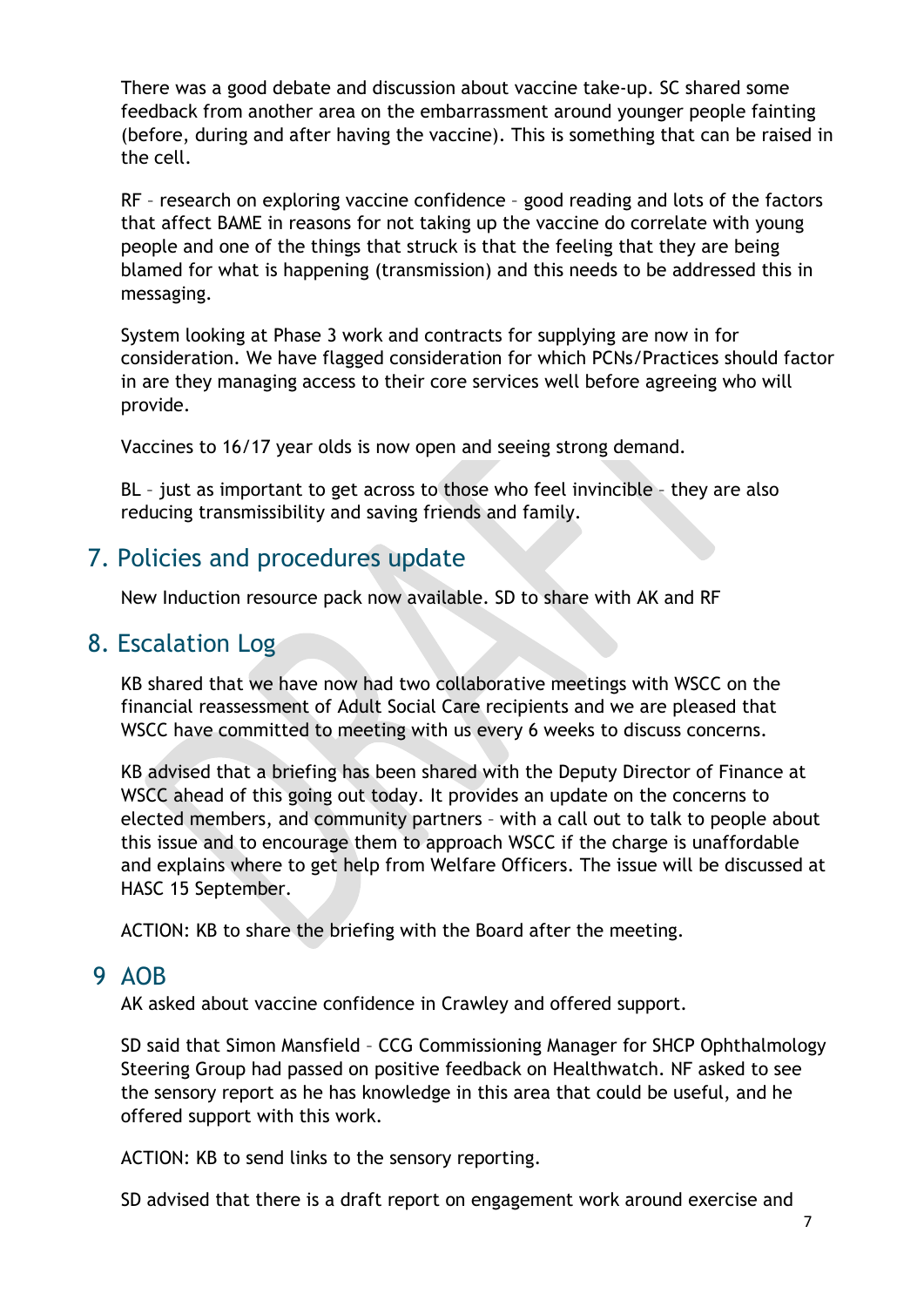There was a good debate and discussion about vaccine take-up. SC shared some feedback from another area on the embarrassment around younger people fainting (before, during and after having the vaccine). This is something that can be raised in the cell.

RF – research on exploring vaccine confidence – good reading and lots of the factors that affect BAME in reasons for not taking up the vaccine do correlate with young people and one of the things that struck is that the feeling that they are being blamed for what is happening (transmission) and this needs to be addressed this in messaging.

System looking at Phase 3 work and contracts for supplying are now in for consideration. We have flagged consideration for which PCNs/Practices should factor in are they managing access to their core services well before agreeing who will provide.

Vaccines to 16/17 year olds is now open and seeing strong demand.

BL – just as important to get across to those who feel invincible – they are also reducing transmissibility and saving friends and family.

## 7. Policies and procedures update

New Induction resource pack now available. SD to share with AK and RF

## 8. Escalation Log

KB shared that we have now had two collaborative meetings with WSCC on the financial reassessment of Adult Social Care recipients and we are pleased that WSCC have committed to meeting with us every 6 weeks to discuss concerns.

KB advised that a briefing has been shared with the Deputy Director of Finance at WSCC ahead of this going out today. It provides an update on the concerns to elected members, and community partners – with a call out to talk to people about this issue and to encourage them to approach WSCC if the charge is unaffordable and explains where to get help from Welfare Officers. The issue will be discussed at HASC 15 September.

ACTION: KB to share the briefing with the Board after the meeting.

## 9 AOB

AK asked about vaccine confidence in Crawley and offered support.

SD said that Simon Mansfield – CCG Commissioning Manager for SHCP Ophthalmology Steering Group had passed on positive feedback on Healthwatch. NF asked to see the sensory report as he has knowledge in this area that could be useful, and he offered support with this work.

ACTION: KB to send links to the sensory reporting.

SD advised that there is a draft report on engagement work around exercise and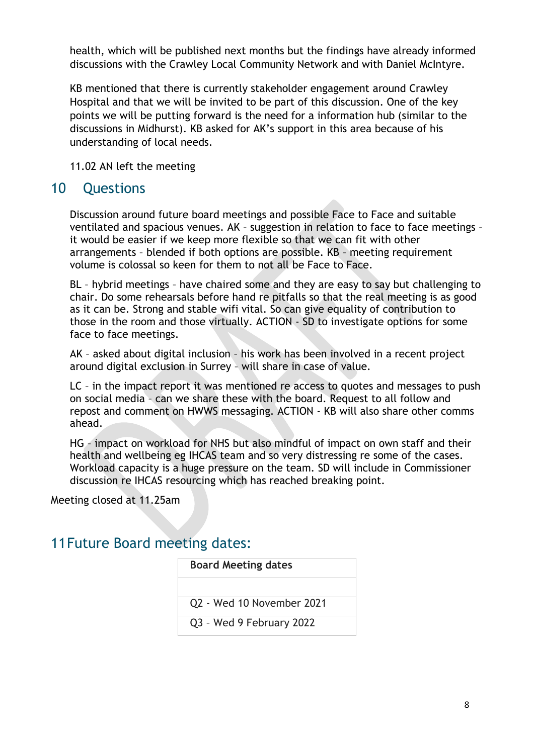health, which will be published next months but the findings have already informed discussions with the Crawley Local Community Network and with Daniel McIntyre.

KB mentioned that there is currently stakeholder engagement around Crawley Hospital and that we will be invited to be part of this discussion. One of the key points we will be putting forward is the need for a information hub (similar to the discussions in Midhurst). KB asked for AK's support in this area because of his understanding of local needs.

11.02 AN left the meeting

## 10 Questions

Discussion around future board meetings and possible Face to Face and suitable ventilated and spacious venues. AK – suggestion in relation to face to face meetings – it would be easier if we keep more flexible so that we can fit with other arrangements – blended if both options are possible. KB – meeting requirement volume is colossal so keen for them to not all be Face to Face.

BL – hybrid meetings – have chaired some and they are easy to say but challenging to chair. Do some rehearsals before hand re pitfalls so that the real meeting is as good as it can be. Strong and stable wifi vital. So can give equality of contribution to those in the room and those virtually. ACTION - SD to investigate options for some face to face meetings.

AK – asked about digital inclusion – his work has been involved in a recent project around digital exclusion in Surrey – will share in case of value.

LC – in the impact report it was mentioned re access to quotes and messages to push on social media – can we share these with the board. Request to all follow and repost and comment on HWWS messaging. ACTION - KB will also share other comms ahead.

HG – impact on workload for NHS but also mindful of impact on own staff and their health and wellbeing eg IHCAS team and so very distressing re some of the cases. Workload capacity is a huge pressure on the team. SD will include in Commissioner discussion re IHCAS resourcing which has reached breaking point.

Meeting closed at 11.25am

## 11 Future Board meeting dates:

| Board Meeting dates |
|---|
| |
| Q2 - Wed 10 November 2021 |
| Q3 – Wed 9 February 2022 |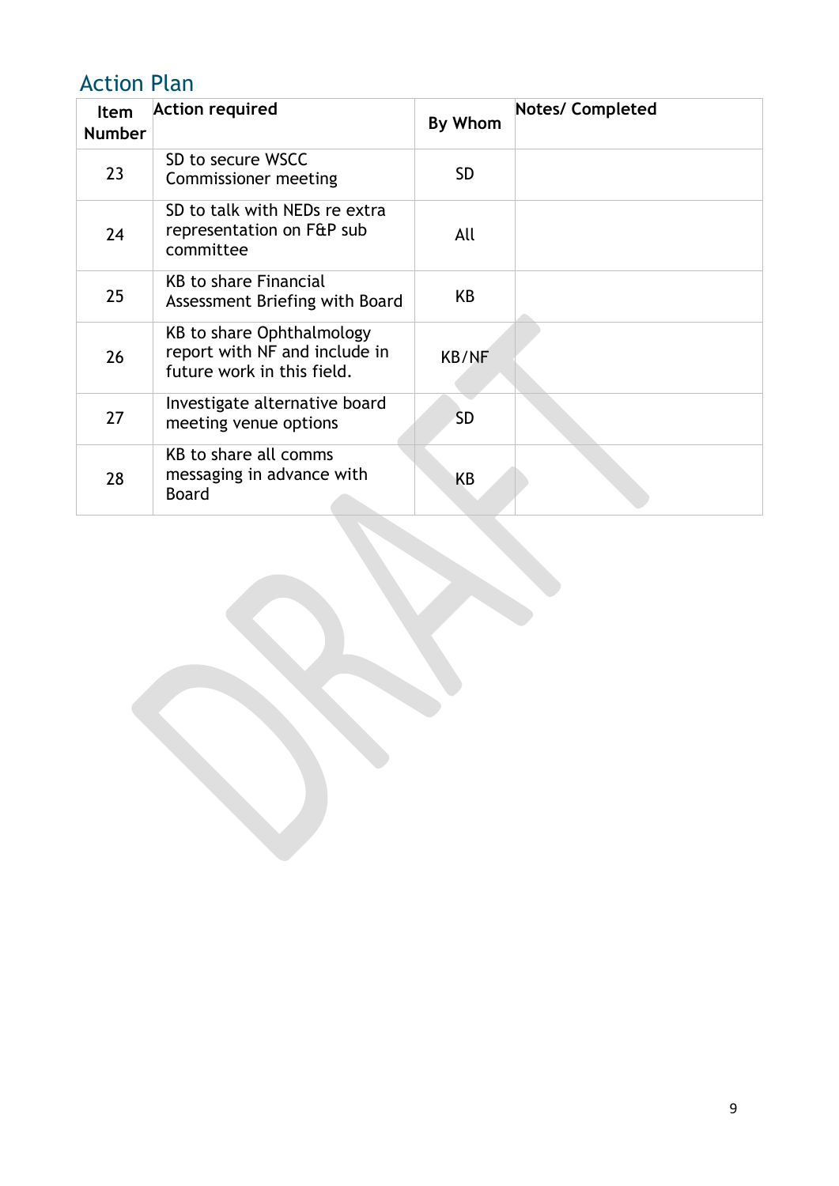## Action Plan

| Item Number | Action required | By Whom | Notes/ Completed |
|---|---|---|---|
| 23 | SD to secure WSCC Commissioner meeting | SD | |
| 24 | SD to talk with NEDs re extra representation on F&P sub committee | All | |
| 25 | KB to share Financial Assessment Briefing with Board | KB | |
| 26 | KB to share Ophthalmology report with NF and include in future work in this field. | KB/NF | |
| 27 | Investigate alternative board meeting venue options | SD | |
| 28 | KB to share all comms messaging in advance with Board | KB | |